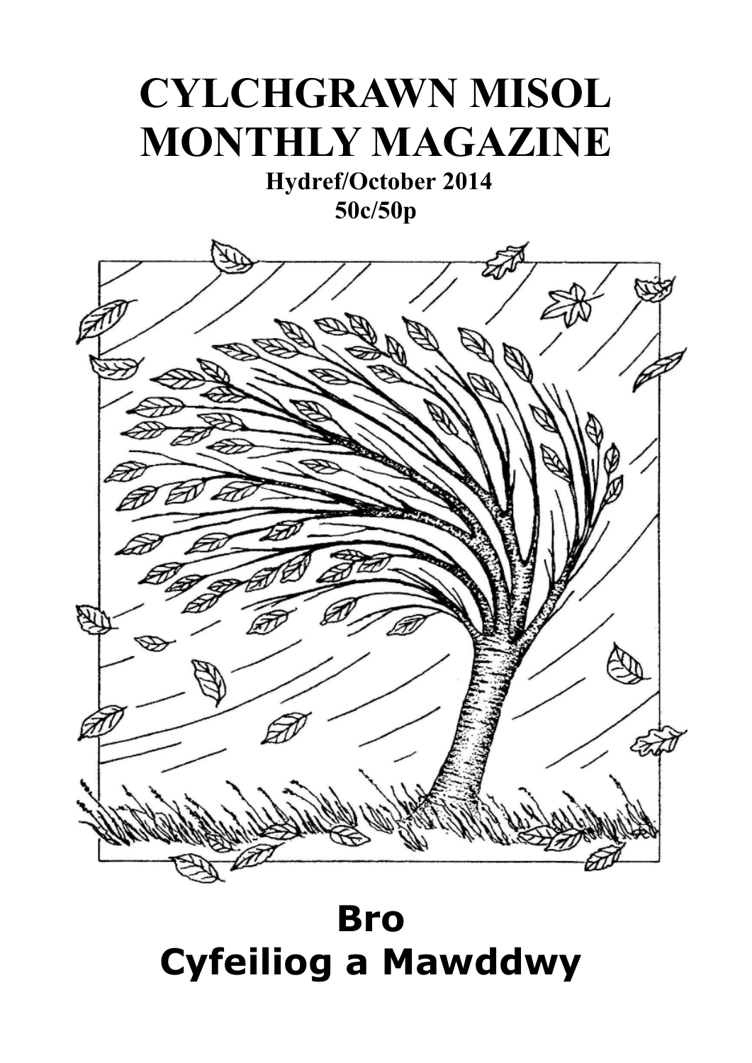# CYLCHGRAWN MISOL
# MONTHLY MAGAZINE

**Hydref/October 2014**

**50c/50p**

# Bro Cyfeiliog a Mawddwy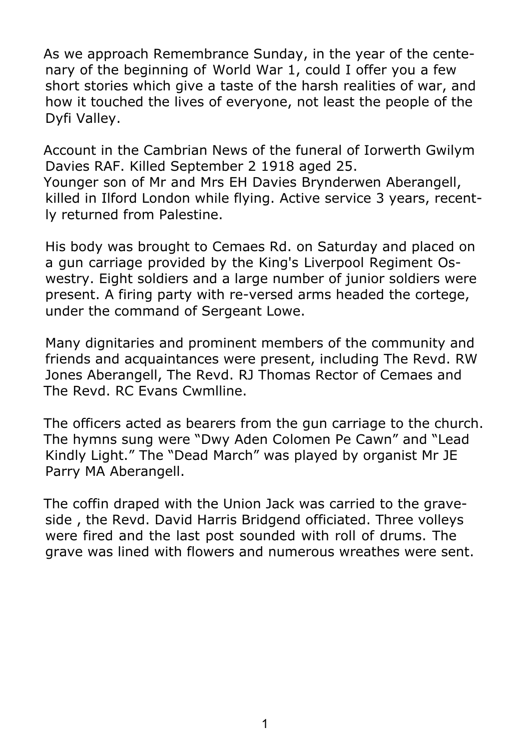As we approach Remembrance Sunday, in the year of the centenary of the beginning of World War 1, could I offer you a few short stories which give a taste of the harsh realities of war, and how it touched the lives of everyone, not least the people of the Dyfi Valley.

Account in the Cambrian News of the funeral of Iorwerth Gwilym Davies RAF. Killed September 2 1918 aged 25.
Younger son of Mr and Mrs EH Davies Brynderwen Aberangell, killed in Ilford London while flying. Active service 3 years, recently returned from Palestine.

His body was brought to Cemaes Rd. on Saturday and placed on a gun carriage provided by the King's Liverpool Regiment Oswestry. Eight soldiers and a large number of junior soldiers were present. A firing party with re-versed arms headed the cortege, under the command of Sergeant Lowe.

Many dignitaries and prominent members of the community and friends and acquaintances were present, including The Revd. RW Jones Aberangell, The Revd. RJ Thomas Rector of Cemaes and The Revd. RC Evans Cwmlline.

The officers acted as bearers from the gun carriage to the church. The hymns sung were "Dwy Aden Colomen Pe Cawn" and "Lead Kindly Light." The "Dead March" was played by organist Mr JE Parry MA Aberangell.

The coffin draped with the Union Jack was carried to the graveside , the Revd. David Harris Bridgend officiated. Three volleys were fired and the last post sounded with roll of drums. The grave was lined with flowers and numerous wreathes were sent.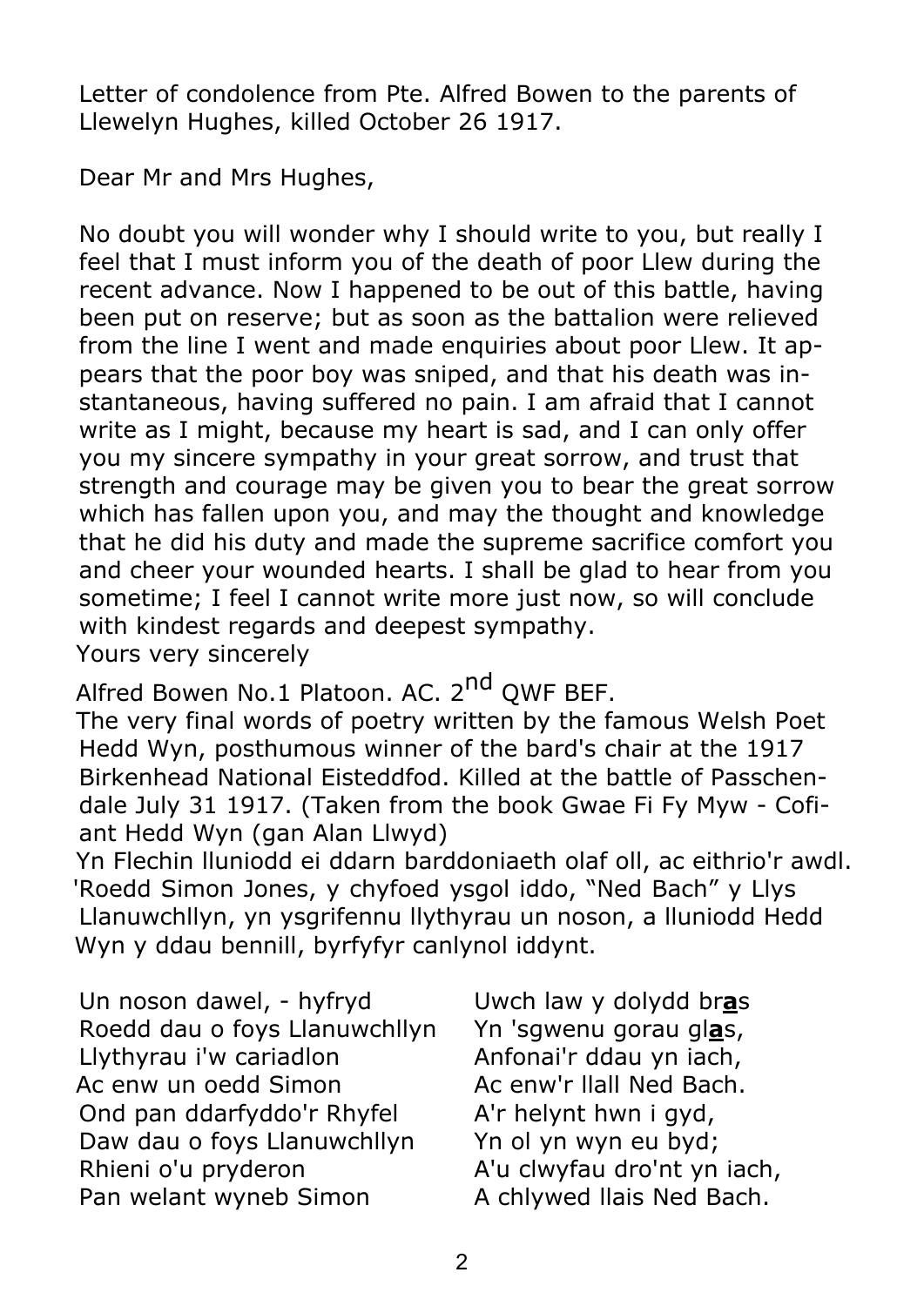Letter of condolence from Pte. Alfred Bowen to the parents of Llewelyn Hughes, killed October 26 1917.

Dear Mr and Mrs Hughes,

No doubt you will wonder why I should write to you, but really I feel that I must inform you of the death of poor Llew during the recent advance. Now I happened to be out of this battle, having been put on reserve; but as soon as the battalion were relieved from the line I went and made enquiries about poor Llew. It appears that the poor boy was sniped, and that his death was instantaneous, having suffered no pain. I am afraid that I cannot write as I might, because my heart is sad, and I can only offer you my sincere sympathy in your great sorrow, and trust that strength and courage may be given you to bear the great sorrow which has fallen upon you, and may the thought and knowledge that he did his duty and made the supreme sacrifice comfort you and cheer your wounded hearts. I shall be glad to hear from you sometime; I feel I cannot write more just now, so will conclude with kindest regards and deepest sympathy.

Yours very sincerely

Alfred Bowen No.1 Platoon. AC. 2nd QWF BEF.

The very final words of poetry written by the famous Welsh Poet Hedd Wyn, posthumous winner of the bard's chair at the 1917 Birkenhead National Eisteddfod. Killed at the battle of Passchendale July 31 1917. (Taken from the book Gwae Fi Fy Myw - Cofiant Hedd Wyn (gan Alan Llwyd)

Yn Flechin lluniodd ei ddarn barddoniaeth olaf oll, ac eithrio'r awdl. 'Roedd Simon Jones, y chyfoed ysgol iddo, "Ned Bach" y Llys Llanuwchllyn, yn ysgrifennu llythyrau un noson, a lluniodd Hedd Wyn y ddau bennill, byrfyfyr canlynol iddynt.

Un noson dawel, - hyfryd  
Roedd dau o foys Llanuwchllyn  
Llythyrau i'w cariadlon  
Ac enw un oedd Simon  
Ond pan ddarfyddo'r Rhyfel  
Daw dau o foys Llanuwchllyn  
Rhieni o'u pryderon  
Pan welant wyneb Simon

Uwch law y dolydd br**a**s  
Yn 'sgwenu gorau gl**a**s,  
Anfonai'r ddau yn iach,  
Ac enw'r llall Ned Bach.  
A'r helynt hwn i gyd,  
Yn ol yn wyn eu byd;  
A'u clwyfau dro'nt yn iach,  
A chlywed llais Ned Bach.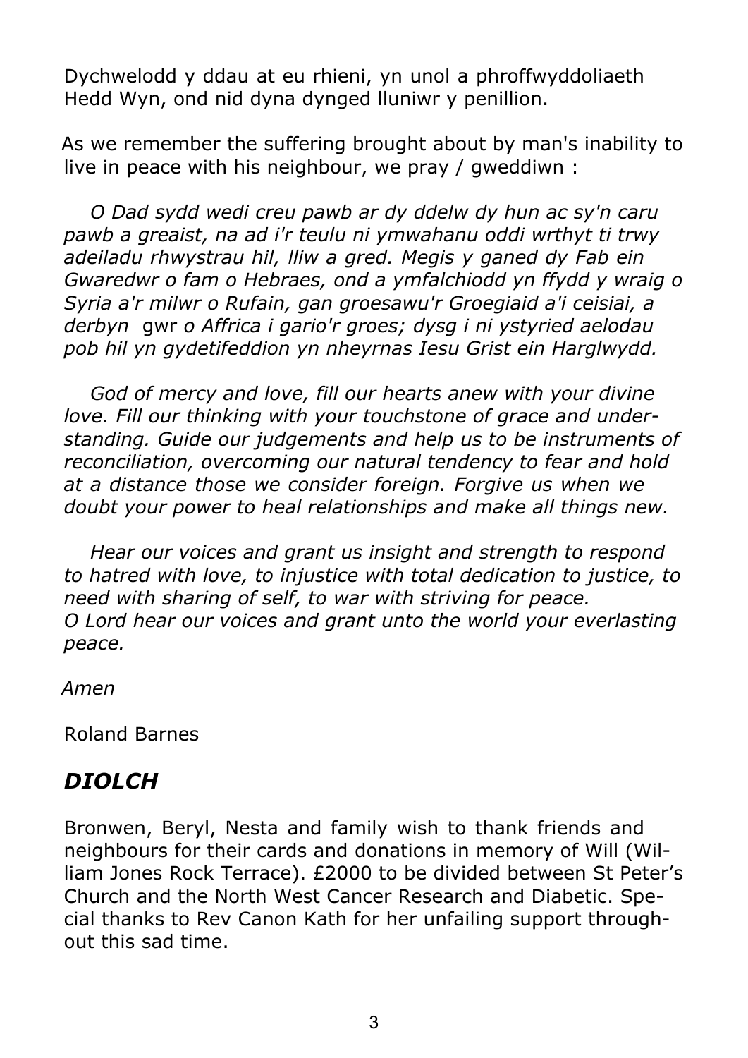Dychwelodd y ddau at eu rhieni, yn unol a phroffwydoliaeth Hedd Wyn, ond nid dyna dynged lluniwr y penillion.

As we remember the suffering brought about by man's inability to live in peace with his neighbour, we pray / gweddiwn :

*O Dad sydd wedi creu pawb ar dy ddelw dy hun ac sy'n caru pawb a greaist, na ad i'r teulu ni ymwahanu oddi wrthyt ti trwy adeiladu rhwystrau hil, lliw a gred. Megis y ganed dy Fab ein Gwaredwr o fam o Hebraes, ond a ymfalchiodd yn ffydd y wraig o Syria a'r milwr o Rufain, gan groesawu'r Groegiaid a'i ceisiai, a derbyn* gwr *o Affrica i gario'r groes; dysg i ni ystyried aelodau pob hil yn gydetifeddion yn nheyrnas Iesu Grist ein Harglwydd.*

*God of mercy and love, fill our hearts anew with your divine love. Fill our thinking with your touchstone of grace and understanding. Guide our judgements and help us to be instruments of reconciliation, overcoming our natural tendency to fear and hold at a distance those we consider foreign. Forgive us when we doubt your power to heal relationships and make all things new.*

*Hear our voices and grant us insight and strength to respond to hatred with love, to injustice with total dedication to justice, to need with sharing of self, to war with striving for peace. O Lord hear our voices and grant unto the world your everlasting peace.*

*Amen*

Roland Barnes

## *DIOLCH*

Bronwen, Beryl, Nesta and family wish to thank friends and neighbours for their cards and donations in memory of Will (William Jones Rock Terrace). £2000 to be divided between St Peter's Church and the North West Cancer Research and Diabetic. Special thanks to Rev Canon Kath for her unfailing support throughout this sad time.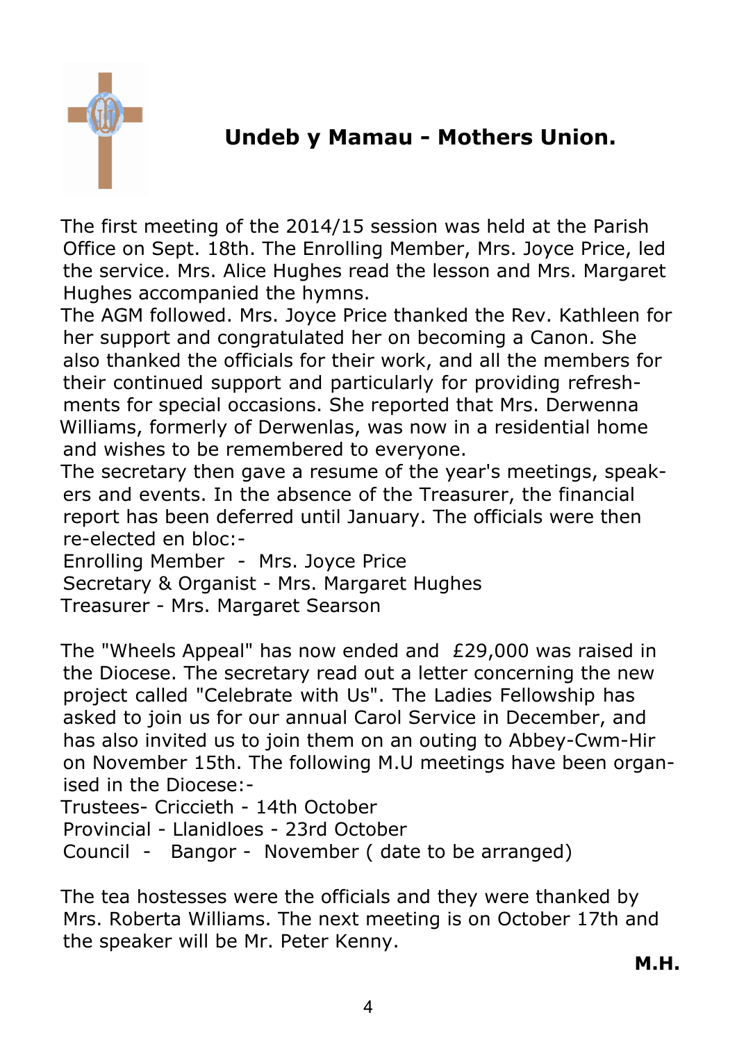## Undeb y Mamau - Mothers Union.

The first meeting of the 2014/15 session was held at the Parish Office on Sept. 18th. The Enrolling Member, Mrs. Joyce Price, led the service. Mrs. Alice Hughes read the lesson and Mrs. Margaret Hughes accompanied the hymns.

The AGM followed. Mrs. Joyce Price thanked the Rev. Kathleen for her support and congratulated her on becoming a Canon. She also thanked the officials for their work, and all the members for their continued support and particularly for providing refreshments for special occasions. She reported that Mrs. Derwenna Williams, formerly of Derwenlas, was now in a residential home and wishes to be remembered to everyone.

The secretary then gave a resume of the year's meetings, speakers and events. In the absence of the Treasurer, the financial report has been deferred until January. The officials were then re-elected en bloc:-

Enrolling Member - Mrs. Joyce Price
Secretary & Organist - Mrs. Margaret Hughes
Treasurer - Mrs. Margaret Searson

The "Wheels Appeal" has now ended and £29,000 was raised in the Diocese. The secretary read out a letter concerning the new project called "Celebrate with Us". The Ladies Fellowship has asked to join us for our annual Carol Service in December, and has also invited us to join them on an outing to Abbey-Cwm-Hir on November 15th. The following M.U meetings have been organised in the Diocese:-

Trustees- Criccieth - 14th October
Provincial - Llanidloes - 23rd October
Council - Bangor - November ( date to be arranged)

The tea hostesses were the officials and they were thanked by Mrs. Roberta Williams. The next meeting is on October 17th and the speaker will be Mr. Peter Kenny.

**M.H.**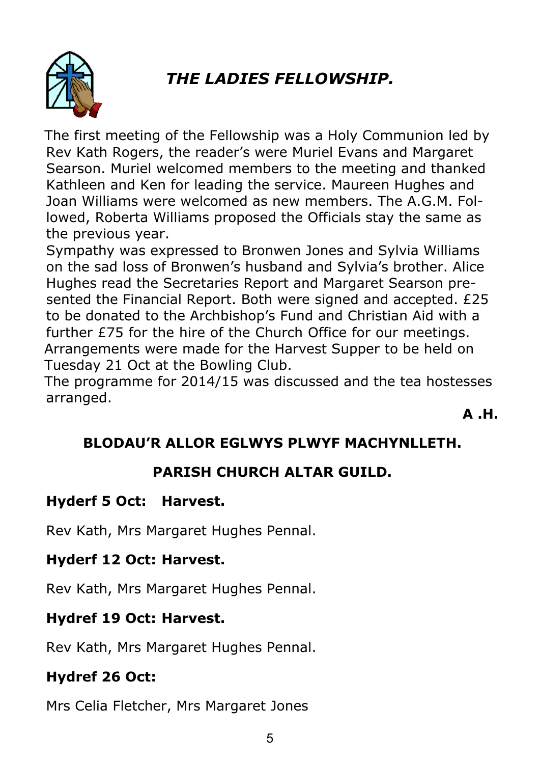## *THE LADIES FELLOWSHIP.*

The first meeting of the Fellowship was a Holy Communion led by Rev Kath Rogers, the reader's were Muriel Evans and Margaret Searson. Muriel welcomed members to the meeting and thanked Kathleen and Ken for leading the service. Maureen Hughes and Joan Williams were welcomed as new members. The A.G.M. Followed, Roberta Williams proposed the Officials stay the same as the previous year.

Sympathy was expressed to Bronwen Jones and Sylvia Williams on the sad loss of Bronwen's husband and Sylvia's brother. Alice Hughes read the Secretaries Report and Margaret Searson presented the Financial Report. Both were signed and accepted. £25 to be donated to the Archbishop's Fund and Christian Aid with a further £75 for the hire of the Church Office for our meetings.

Arrangements were made for the Harvest Supper to be held on Tuesday 21 Oct at the Bowling Club.

The programme for 2014/15 was discussed and the tea hostesses arranged.

**A .H.**

### BLODAU'R ALLOR EGLWYS PLWYF MACHYNLLETH.

### PARISH CHURCH ALTAR GUILD.

**Hyderf 5 Oct: Harvest.**

Rev Kath, Mrs Margaret Hughes Pennal.

**Hyderf 12 Oct: Harvest.**

Rev Kath, Mrs Margaret Hughes Pennal.

**Hydref 19 Oct: Harvest.**

Rev Kath, Mrs Margaret Hughes Pennal.

**Hydref 26 Oct:**

Mrs Celia Fletcher, Mrs Margaret Jones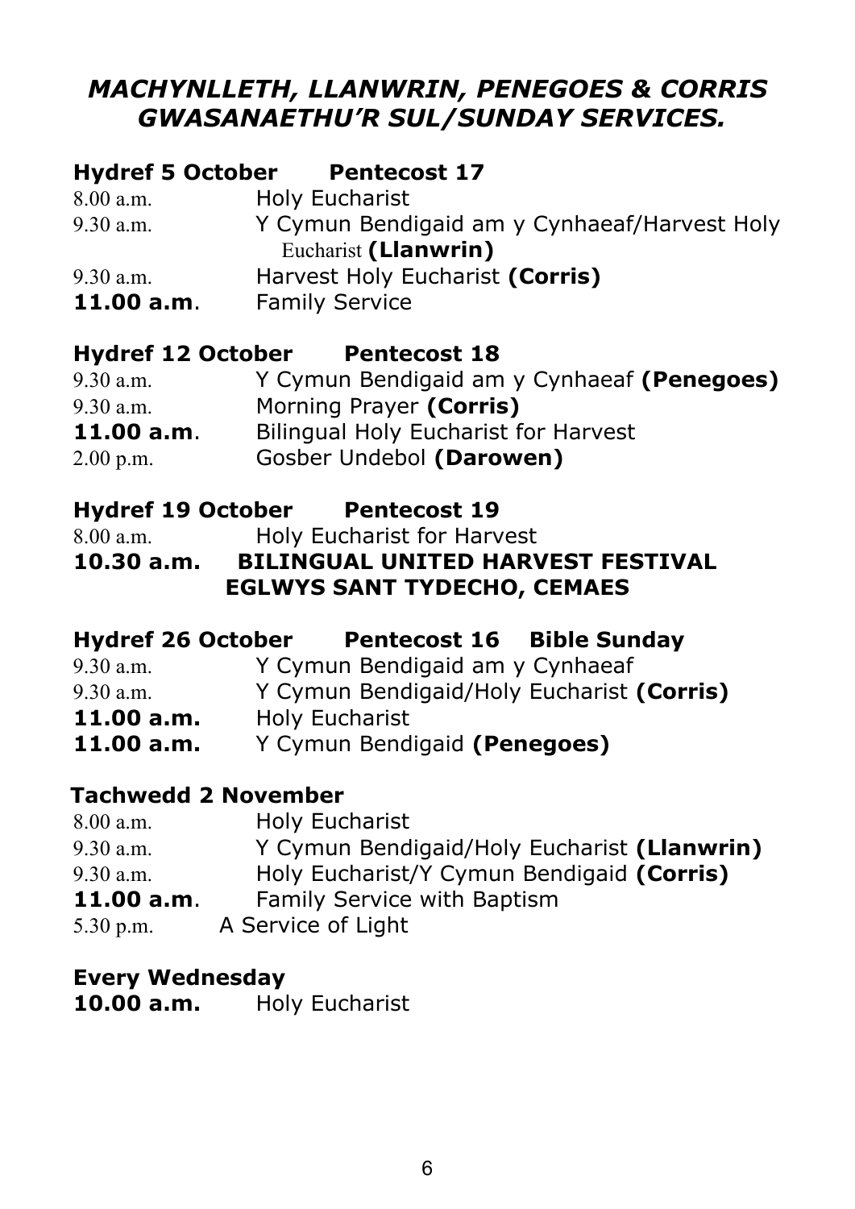## *MACHYNLLETH, LLANWRIN, PENEGOES & CORRIS GWASANAETHU'R SUL/SUNDAY SERVICES.*

### Hydref 5 October Pentecost 17

8.00 a.m. Holy Eucharist
9.30 a.m. Y Cymun Bendigaid am y Cynhaeaf/Harvest Holy Eucharist **(Llanwrin)**
9.30 a.m. Harvest Holy Eucharist **(Corris)**
**11.00 a.m**. Family Service

### Hydref 12 October Pentecost 18

9.30 a.m. Y Cymun Bendigaid am y Cynhaeaf **(Penegoes)**
9.30 a.m. Morning Prayer **(Corris)**
**11.00 a.m**. Bilingual Holy Eucharist for Harvest
2.00 p.m. Gosber Undebol **(Darowen)**

### Hydref 19 October Pentecost 19

8.00 a.m. Holy Eucharist for Harvest
**10.30 a.m. BILINGUAL UNITED HARVEST FESTIVAL EGLWYS SANT TYDECHO, CEMAES**

### Hydref 26 October Pentecost 16 Bible Sunday

9.30 a.m. Y Cymun Bendigaid am y Cynhaeaf
9.30 a.m. Y Cymun Bendigaid/Holy Eucharist **(Corris)**
**11.00 a.m.** Holy Eucharist
**11.00 a.m.** Y Cymun Bendigaid **(Penegoes)**

### Tachwedd 2 November

8.00 a.m. Holy Eucharist
9.30 a.m. Y Cymun Bendigaid/Holy Eucharist **(Llanwrin)**
9.30 a.m. Holy Eucharist/Y Cymun Bendigaid **(Corris)**
**11.00 a.m**. Family Service with Baptism
5.30 p.m. A Service of Light

### Every Wednesday

**10.00 a.m.** Holy Eucharist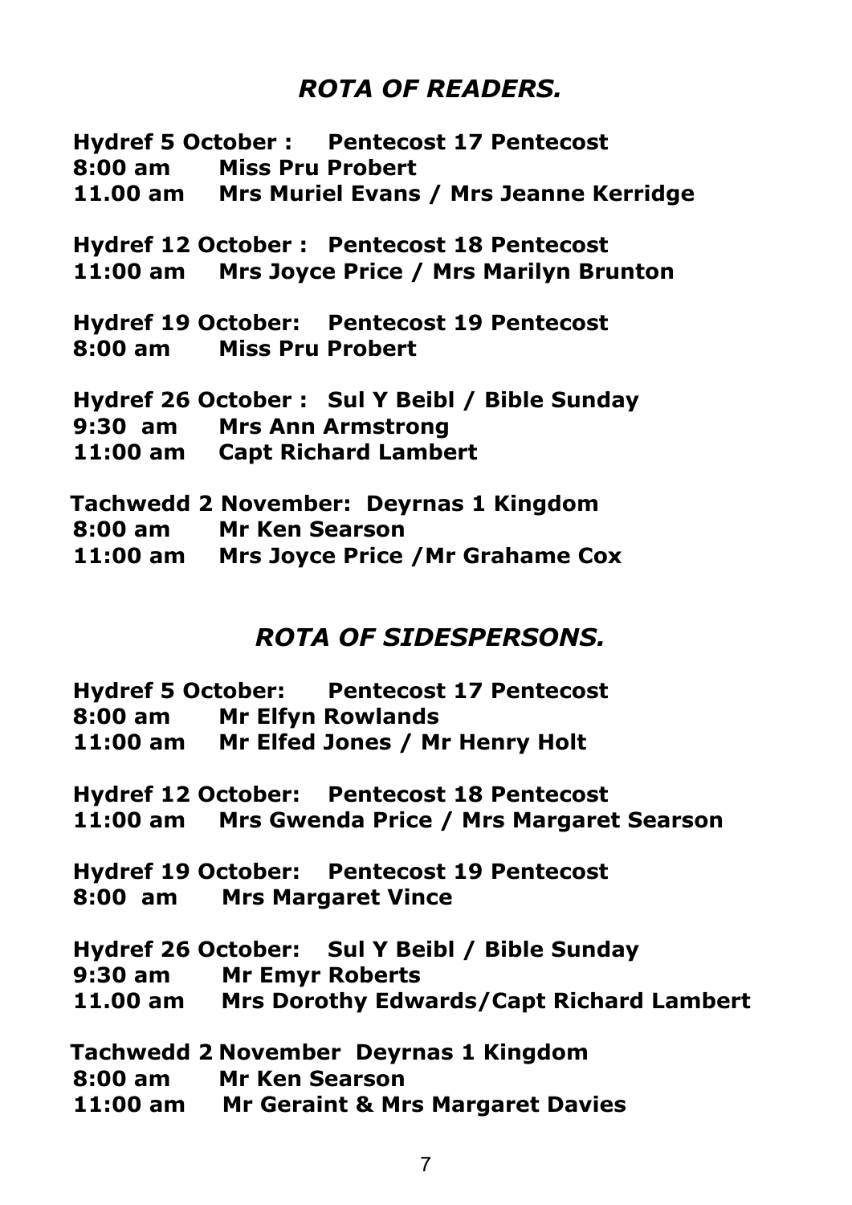## *ROTA OF READERS.*

**Hydref 5 October : Pentecost 17 Pentecost**
**8:00 am Miss Pru Probert**
**11.00 am Mrs Muriel Evans / Mrs Jeanne Kerridge**

**Hydref 12 October : Pentecost 18 Pentecost**
**11:00 am Mrs Joyce Price / Mrs Marilyn Brunton**

**Hydref 19 October: Pentecost 19 Pentecost**
**8:00 am Miss Pru Probert**

**Hydref 26 October : Sul Y Beibl / Bible Sunday**
**9:30 am Mrs Ann Armstrong**
**11:00 am Capt Richard Lambert**

**Tachwedd 2 November: Deyrnas 1 Kingdom**
**8:00 am Mr Ken Searson**
**11:00 am Mrs Joyce Price /Mr Grahame Cox**

## *ROTA OF SIDESPERSONS.*

**Hydref 5 October: Pentecost 17 Pentecost**
**8:00 am Mr Elfyn Rowlands**
**11:00 am Mr Elfed Jones / Mr Henry Holt**

**Hydref 12 October: Pentecost 18 Pentecost**
**11:00 am Mrs Gwenda Price / Mrs Margaret Searson**

**Hydref 19 October: Pentecost 19 Pentecost**
**8:00 am Mrs Margaret Vince**

**Hydref 26 October: Sul Y Beibl / Bible Sunday**
**9:30 am Mr Emyr Roberts**
**11.00 am Mrs Dorothy Edwards/Capt Richard Lambert**

**Tachwedd 2 November Deyrnas 1 Kingdom**
**8:00 am Mr Ken Searson**
**11:00 am Mr Geraint & Mrs Margaret Davies**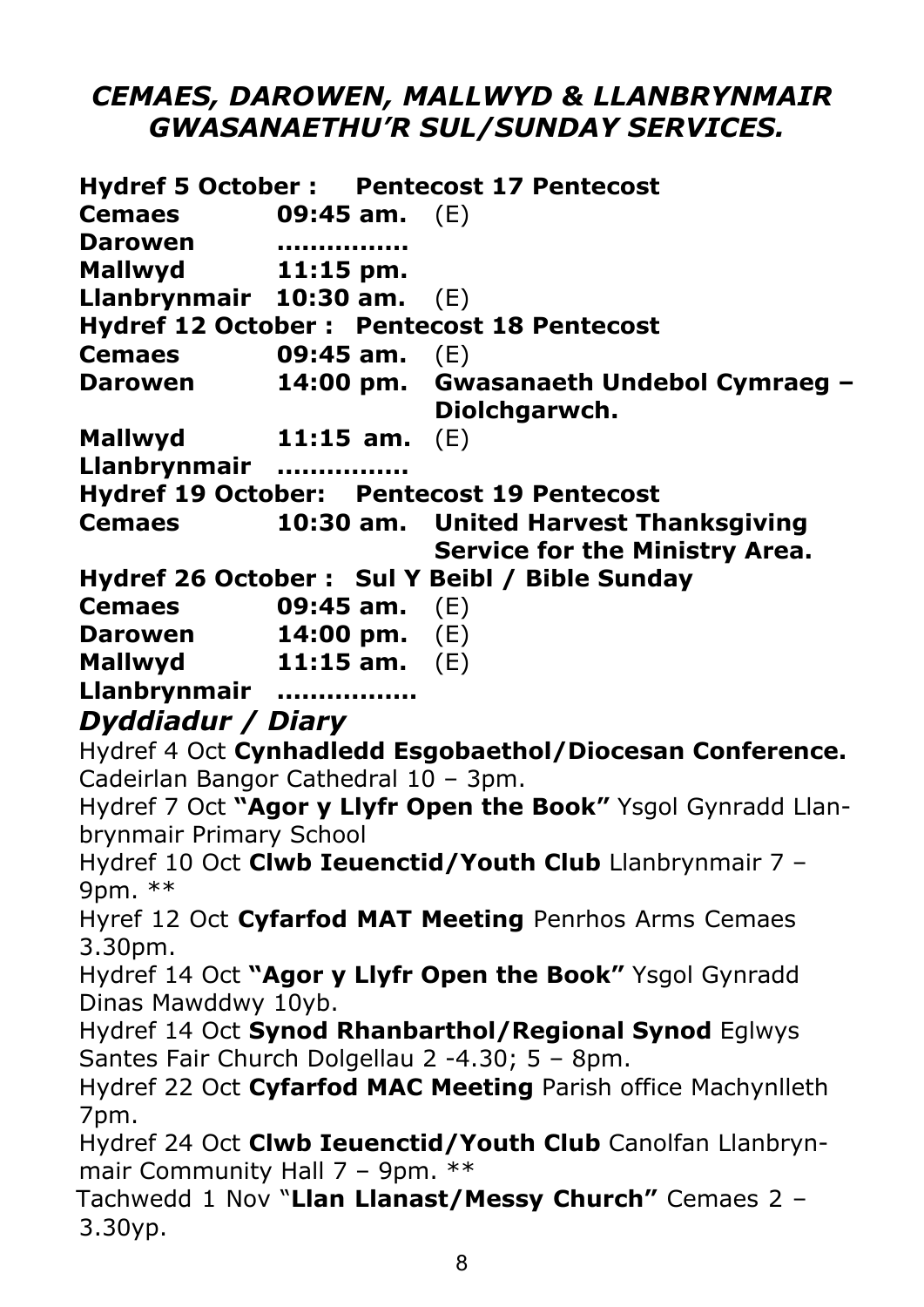## *CEMAES, DAROWEN, MALLWYD & LLANBRYNMAIR GWASANAETHU'R SUL/SUNDAY SERVICES.*

**Hydref 5 October : Pentecost 17 Pentecost**

| | | |
|---|---|---|
| **Cemaes** | **09:45 am.** | (E) |
| **Darowen** | **..............** | |
| **Mallwyd** | **11:15 pm.** | |
| **Llanbrynmair** | **10:30 am.** | (E) |

**Hydref 12 October : Pentecost 18 Pentecost**

| | | |
|---|---|---|
| **Cemaes** | **09:45 am.** | (E) |
| **Darowen** | **14:00 pm.** | **Gwasanaeth Undebol Cymraeg – Diolchgarwch.** |
| **Mallwyd** | **11:15 am.** | (E) |
| **Llanbrynmair** | **..............** | |

**Hydref 19 October: Pentecost 19 Pentecost**

| | | |
|---|---|---|
| **Cemaes** | **10:30 am.** | **United Harvest Thanksgiving Service for the Ministry Area.** |

**Hydref 26 October : Sul Y Beibl / Bible Sunday**

| | | |
|---|---|---|
| **Cemaes** | **09:45 am.** | (E) |
| **Darowen** | **14:00 pm.** | (E) |
| **Mallwyd** | **11:15 am.** | (E) |
| **Llanbrynmair** | **................** | |

### *Dyddiadur / Diary*

Hydref 4 Oct **Cynhadledd Esgobaethol/Diocesan Conference.** Cadeirlan Bangor Cathedral 10 – 3pm.

Hydref 7 Oct **"Agor y Llyfr Open the Book"** Ysgol Gynradd Llanbrynmair Primary School

Hydref 10 Oct **Clwb Ieuenctid/Youth Club** Llanbrynmair 7 – 9pm. **

Hyref 12 Oct **Cyfarfod MAT Meeting** Penrhos Arms Cemaes 3.30pm.

Hydref 14 Oct **"Agor y Llyfr Open the Book"** Ysgol Gynradd Dinas Mawddwy 10yb.

Hydref 14 Oct **Synod Rhanbarthol/Regional Synod** Eglwys Santes Fair Church Dolgellau 2 -4.30; 5 – 8pm.

Hydref 22 Oct **Cyfarfod MAC Meeting** Parish office Machynlleth 7pm.

Hydref 24 Oct **Clwb Ieuenctid/Youth Club** Canolfan Llanbrynmair Community Hall 7 – 9pm. **

Tachwedd 1 Nov "**Llan Llanast/Messy Church"** Cemaes 2 – 3.30yp.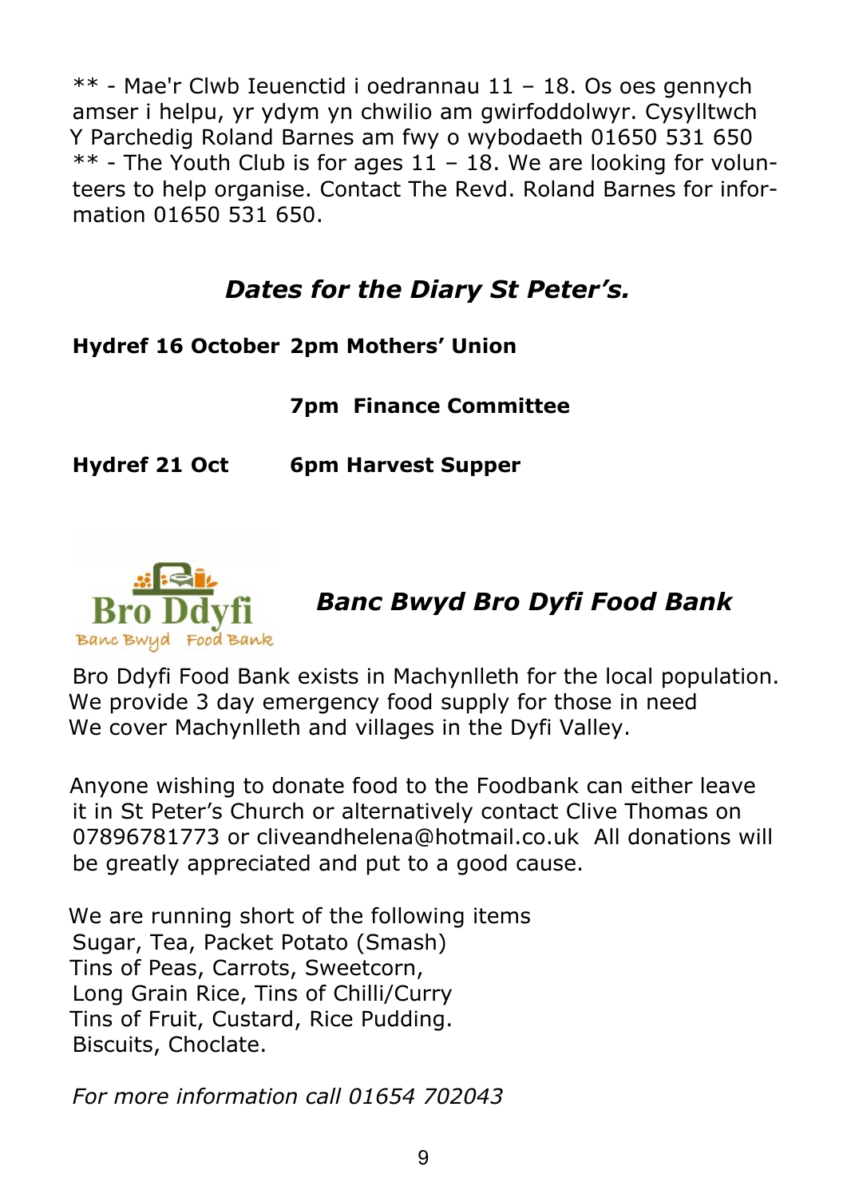** - Mae'r Clwb Ieuenctid i oedrannau 11 – 18. Os oes gennych amser i helpu, yr ydym yn chwilio am gwirfoddolwyr. Cysylltwch Y Parchedig Roland Barnes am fwy o wybodaeth 01650 531 650
** - The Youth Club is for ages 11 – 18. We are looking for volunteers to help organise. Contact The Revd. Roland Barnes for information 01650 531 650.

## *Dates for the Diary St Peter's.*

| | |
|---|---|
| **Hydref 16 October** | **2pm Mothers' Union** |
| | **7pm Finance Committee** |
| **Hydref 21 Oct** | **6pm Harvest Supper** |

Bro Ddyfi
Banc Bwyd Food Bank

## *Banc Bwyd Bro Dyfi Food Bank*

Bro Ddyfi Food Bank exists in Machynlleth for the local population.
We provide 3 day emergency food supply for those in need
We cover Machynlleth and villages in the Dyfi Valley.

Anyone wishing to donate food to the Foodbank can either leave it in St Peter's Church or alternatively contact Clive Thomas on 07896781773 or cliveandhelena@hotmail.co.uk All donations will be greatly appreciated and put to a good cause.

We are running short of the following items
Sugar, Tea, Packet Potato (Smash)
Tins of Peas, Carrots, Sweetcorn,
Long Grain Rice, Tins of Chilli/Curry
Tins of Fruit, Custard, Rice Pudding.
Biscuits, Choclate.

*For more information call 01654 702043*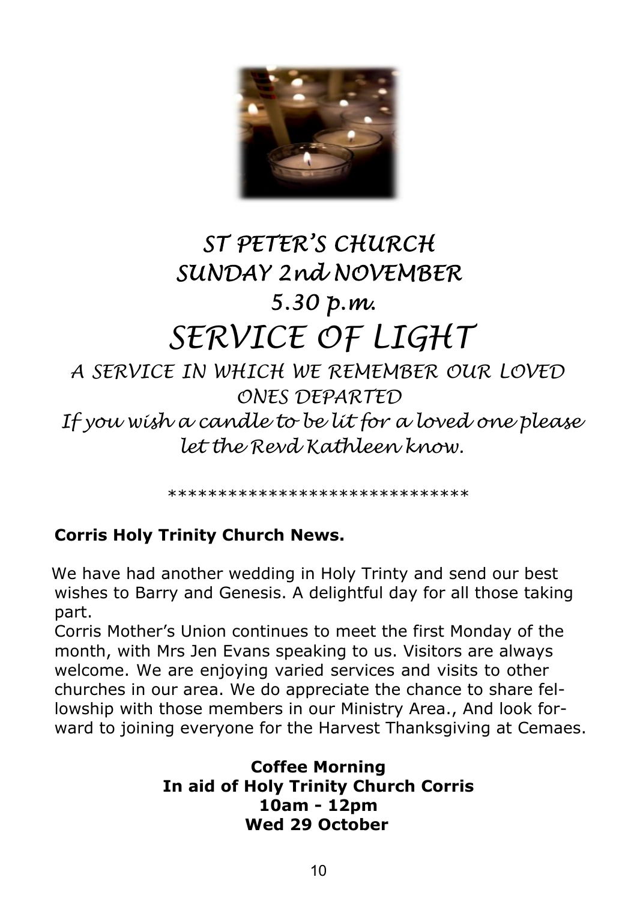# *ST PETER'S CHURCH*
# *SUNDAY 2nd NOVEMBER*
# *5.30 p.m.*
# *SERVICE OF LIGHT*

*A SERVICE IN WHICH WE REMEMBER OUR LOVED ONES DEPARTED*

*If you wish a candle to be lit for a loved one please let the Revd Kathleen know.*

*******************************

**Corris Holy Trinity Church News.**

We have had another wedding in Holy Trinty and send our best wishes to Barry and Genesis. A delightful day for all those taking part.

Corris Mother's Union continues to meet the first Monday of the month, with Mrs Jen Evans speaking to us. Visitors are always welcome. We are enjoying varied services and visits to other churches in our area. We do appreciate the chance to share fellowship with those members in our Ministry Area., And look forward to joining everyone for the Harvest Thanksgiving at Cemaes.

**Coffee Morning**
**In aid of Holy Trinity Church Corris**
**10am - 12pm**
**Wed 29 October**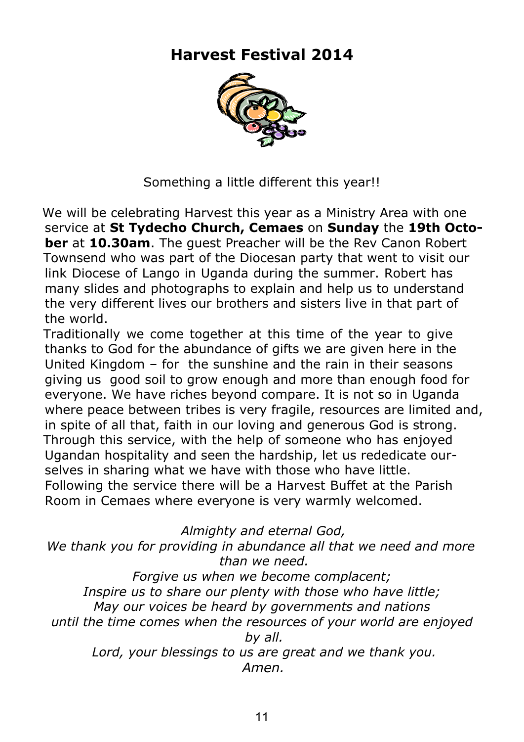# Harvest Festival 2014

Something a little different this year!!

We will be celebrating Harvest this year as a Ministry Area with one service at **St Tydecho Church, Cemaes** on **Sunday** the **19th October** at **10.30am**. The guest Preacher will be the Rev Canon Robert Townsend who was part of the Diocesan party that went to visit our link Diocese of Lango in Uganda during the summer. Robert has many slides and photographs to explain and help us to understand the very different lives our brothers and sisters live in that part of the world.

Traditionally we come together at this time of the year to give thanks to God for the abundance of gifts we are given here in the United Kingdom – for the sunshine and the rain in their seasons giving us good soil to grow enough and more than enough food for everyone. We have riches beyond compare. It is not so in Uganda where peace between tribes is very fragile, resources are limited and, in spite of all that, faith in our loving and generous God is strong. Through this service, with the help of someone who has enjoyed Ugandan hospitality and seen the hardship, let us rededicate ourselves in sharing what we have with those who have little.

Following the service there will be a Harvest Buffet at the Parish Room in Cemaes where everyone is very warmly welcomed.

*Almighty and eternal God,*
*We thank you for providing in abundance all that we need and more than we need.*
*Forgive us when we become complacent;*
*Inspire us to share our plenty with those who have little;*
*May our voices be heard by governments and nations*
*until the time comes when the resources of your world are enjoyed by all.*
*Lord, your blessings to us are great and we thank you.*
*Amen.*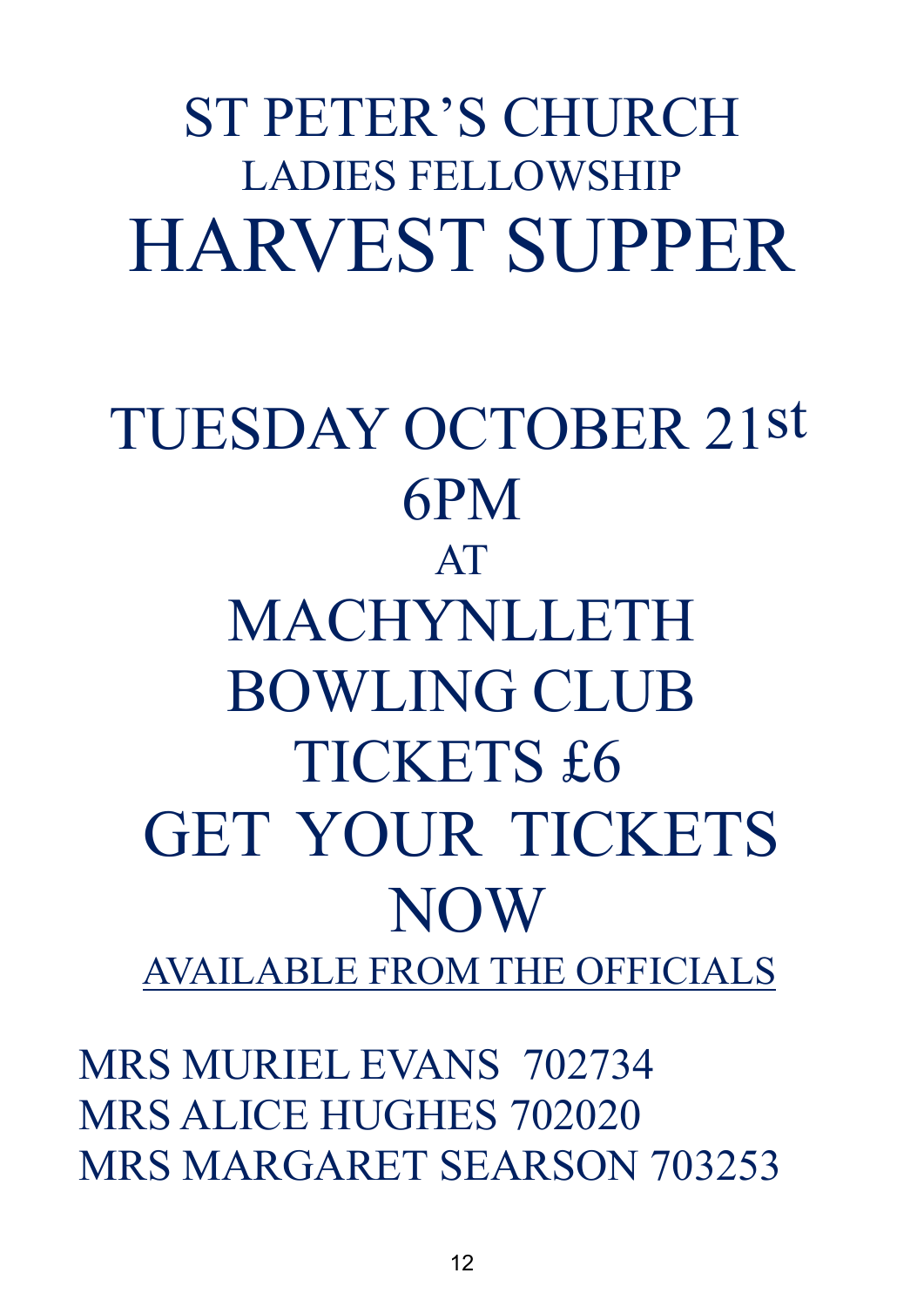# ST PETER'S CHURCH

## LADIES FELLOWSHIP

# HARVEST SUPPER

# TUESDAY OCTOBER 21st 6PM

AT

# MACHYNLLETH BOWLING CLUB

# TICKETS £6

# GET YOUR TICKETS NOW

AVAILABLE FROM THE OFFICIALS

MRS MURIEL EVANS 702734
MRS ALICE HUGHES 702020
MRS MARGARET SEARSON 703253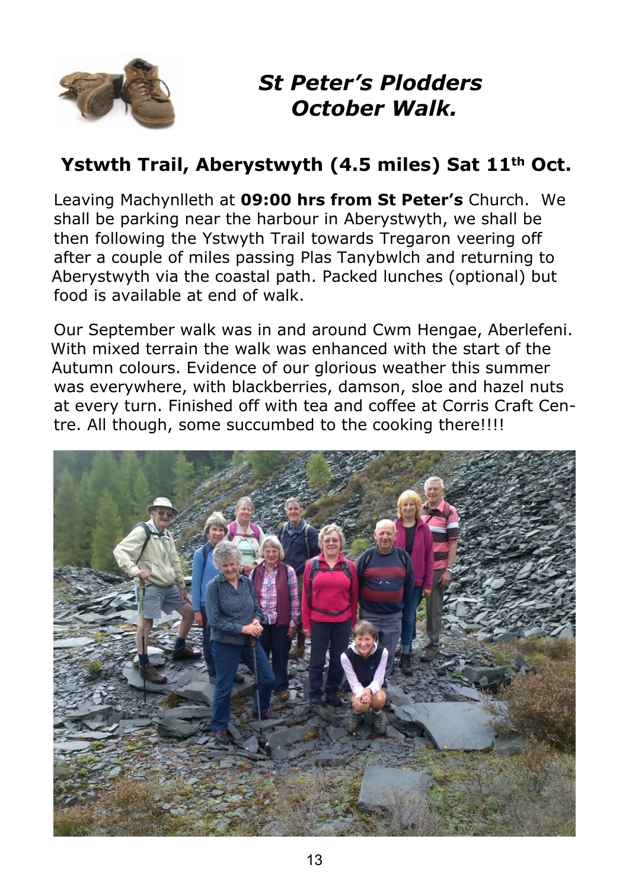# *St Peter's Plodders October Walk.*

## Ystwth Trail, Aberystwyth (4.5 miles) Sat 11th Oct.

Leaving Machynlleth at **09:00 hrs from St Peter's** Church. We shall be parking near the harbour in Aberystwyth, we shall be then following the Ystwyth Trail towards Tregaron veering off after a couple of miles passing Plas Tanybwlch and returning to Aberystwyth via the coastal path. Packed lunches (optional) but food is available at end of walk.

Our September walk was in and around Cwm Hengae, Aberlefeni. With mixed terrain the walk was enhanced with the start of the Autumn colours. Evidence of our glorious weather this summer was everywhere, with blackberries, damson, sloe and hazel nuts at every turn. Finished off with tea and coffee at Corris Craft Centre. All though, some succumbed to the cooking there!!!!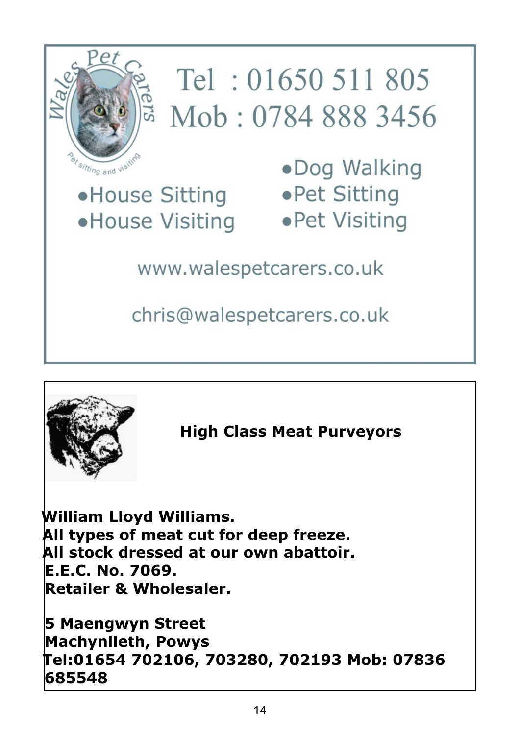Wales Pet Carers

Pet sitting and visiting

Tel : 01650 511 805
Mob : 0784 888 3456

- House Sitting
- House Visiting
- Dog Walking
- Pet Sitting
- Pet Visiting

www.walespetcarers.co.uk

chris@walespetcarers.co.uk

**High Class Meat Purveyors**

**William Lloyd Williams.**
**All types of meat cut for deep freeze.**
**All stock dressed at our own abattoir.**
**E.E.C. No. 7069.**
**Retailer & Wholesaler.**

**5 Maengwyn Street**
**Machynlleth, Powys**
**Tel:01654 702106, 703280, 702193 Mob: 07836 685548**